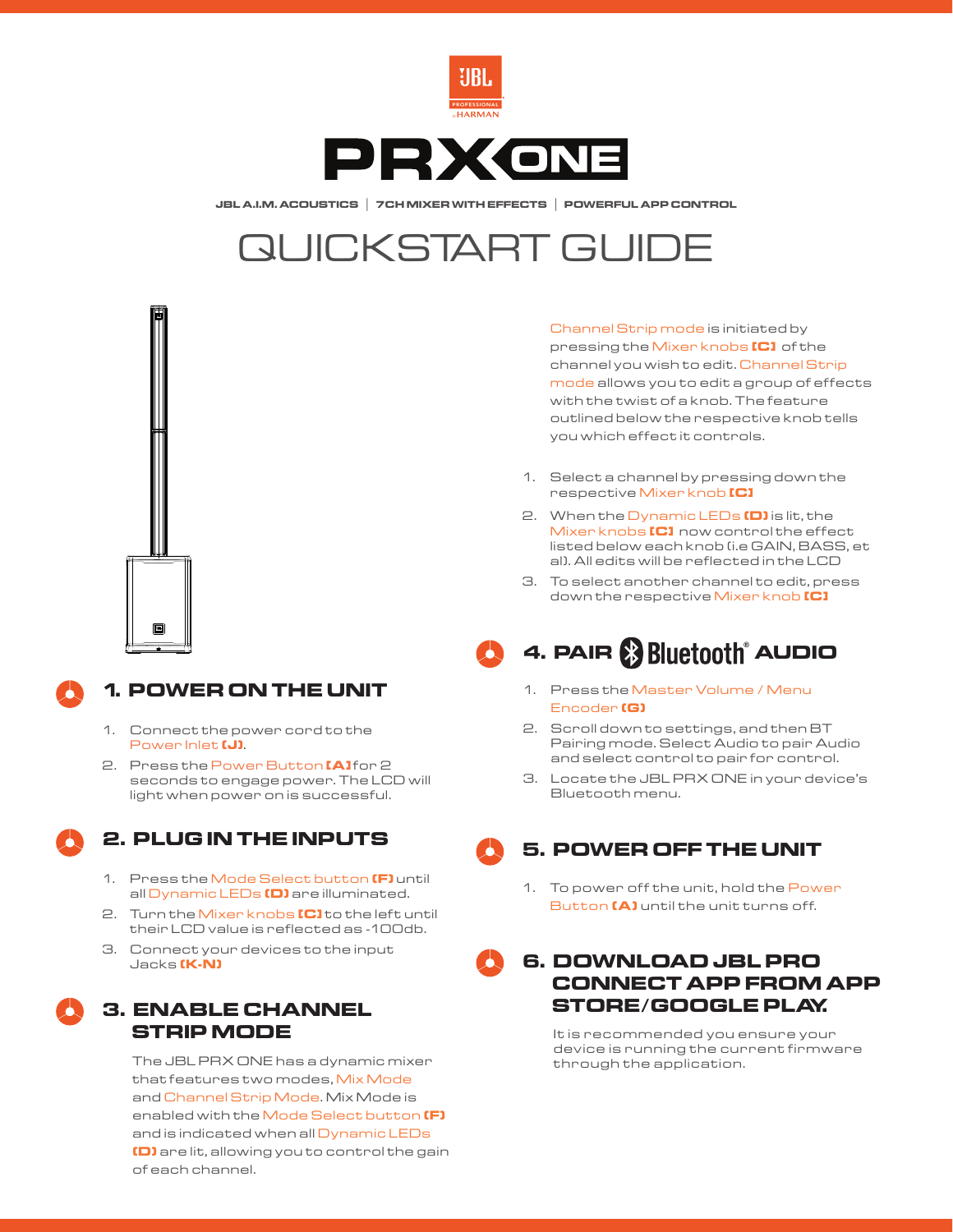JBL PROFESSIONAL by HARMAN

# PRX ONE

JBL A.I.M. ACOUSTICS | 7CH MIXER WITH EFFECTS | POWERFUL APP CONTROL

# QUICKSTART GUIDE

## 1. POWER ON THE UNIT

1. Connect the power cord to the Power Inlet **(J)**.
2. Press the Power Button **(A)** for 2 seconds to engage power. The LCD will light when power on is successful.

## 2. PLUG IN THE INPUTS

1. Press the Mode Select button **(F)** until all Dynamic LEDs **(D)** are illuminated.
2. Turn the Mixer knobs **(C)** to the left until their LCD value is reflected as -100db.
3. Connect your devices to the input Jacks **(K-N)**

## 3. ENABLE CHANNEL STRIP MODE

The JBL PRX ONE has a dynamic mixer that features two modes, Mix Mode and Channel Strip Mode. Mix Mode is enabled with the Mode Select button **(F)** and is indicated when all Dynamic LEDs **(D)** are lit, allowing you to control the gain of each channel.

Channel Strip mode is initiated by pressing the Mixer knobs **(C)** of the channel you wish to edit. Channel Strip mode allows you to edit a group of effects with the twist of a knob. The feature outlined below the respective knob tells you which effect it controls.

1. Select a channel by pressing down the respective Mixer knob **(C)**
2. When the Dynamic LEDs **(D)** is lit, the Mixer knobs **(C)** now control the effect listed below each knob (i.e GAIN, BASS, et al). All edits will be reflected in the LCD
3. To select another channel to edit, press down the respective Mixer knob **(C)**

## 4. PAIR Bluetooth® AUDIO

1. Press the Master Volume / Menu Encoder **(G)**
2. Scroll down to settings, and then BT Pairing mode. Select Audio to pair Audio and select control to pair for control.
3. Locate the JBL PRX ONE in your device's Bluetooth menu.

## 5. POWER OFF THE UNIT

1. To power off the unit, hold the Power Button **(A)** until the unit turns off.

## 6. DOWNLOAD JBL PRO CONNECT APP FROM APP STORE/GOOGLE PLAY.

It is recommended you ensure your device is running the current firmware through the application.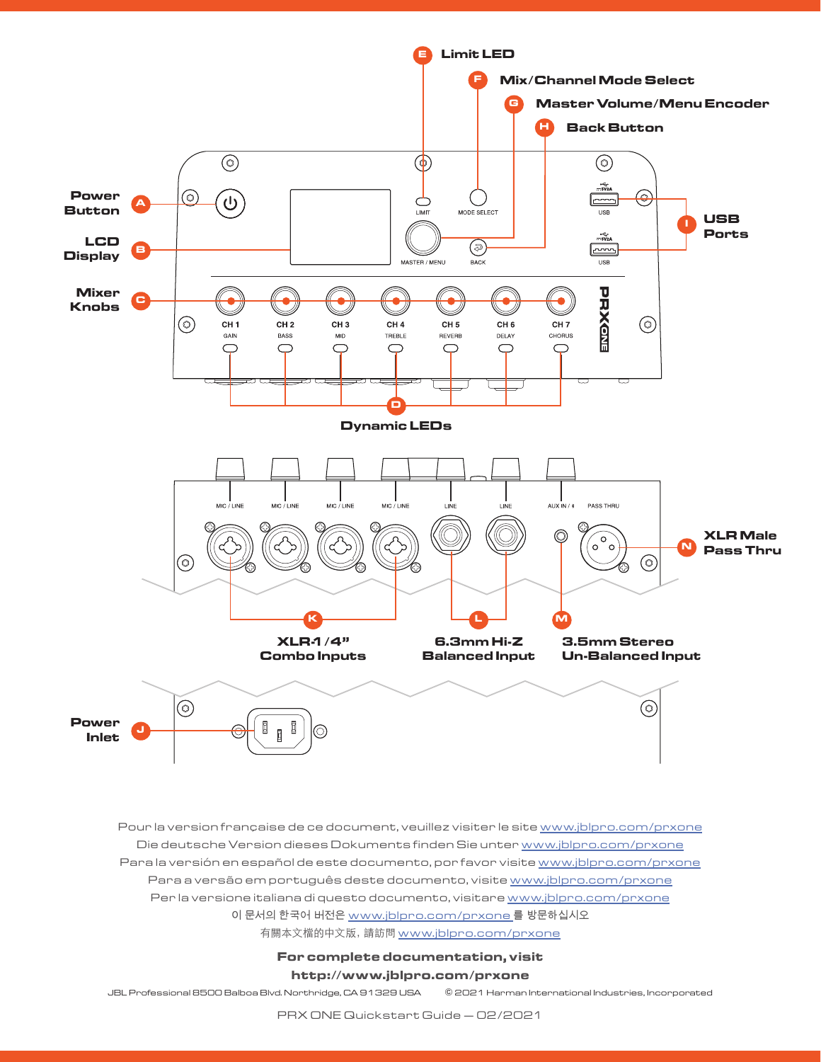E Limit LED

F Mix/Channel Mode Select

G Master Volume/Menu Encoder

H Back Button

A Power Button

B LCD Display

C Mixer Knobs

I USB Ports

D Dynamic LEDs

LIMIT

MODE SELECT

MASTER / MENU

BACK

USB

USB

CH 1 GAIN

CH 2 BASS

CH 3 MID

CH 4 TREBLE

CH 5 REVERB

CH 6 DELAY

CH 7 CHORUS

PRXONE

MIC / LINE

MIC / LINE

MIC / LINE

MIC / LINE

LINE

LINE

AUX IN / ⁑

PASS THRU

N XLR Male Pass Thru

K XLR-1/4" Combo Inputs

L 6.3mm Hi-Z Balanced Input

M 3.5mm Stereo Un-Balanced Input

J Power Inlet

Pour la version française de ce document, veuillez visiter le site www.jblpro.com/prxone

Die deutsche Version dieses Dokuments finden Sie unter www.jblpro.com/prxone

Para la versión en español de este documento, por favor visite www.jblpro.com/prxone

Para a versão em português deste documento, visite www.jblpro.com/prxone

Per la versione italiana di questo documento, visitare www.jblpro.com/prxone

이 문서의 한국어 버전은 www.jblpro.com/prxone 를 방문하십시오

有關本文檔的中文版，請訪問 www.jblpro.com/prxone

**For complete documentation, visit**

**http://www.jblpro.com/prxone**

JBL Professional 8500 Balboa Blvd. Northridge, CA 91329 USA © 2021 Harman International Industries, Incorporated

PRX ONE Quickstart Guide — 02/2021